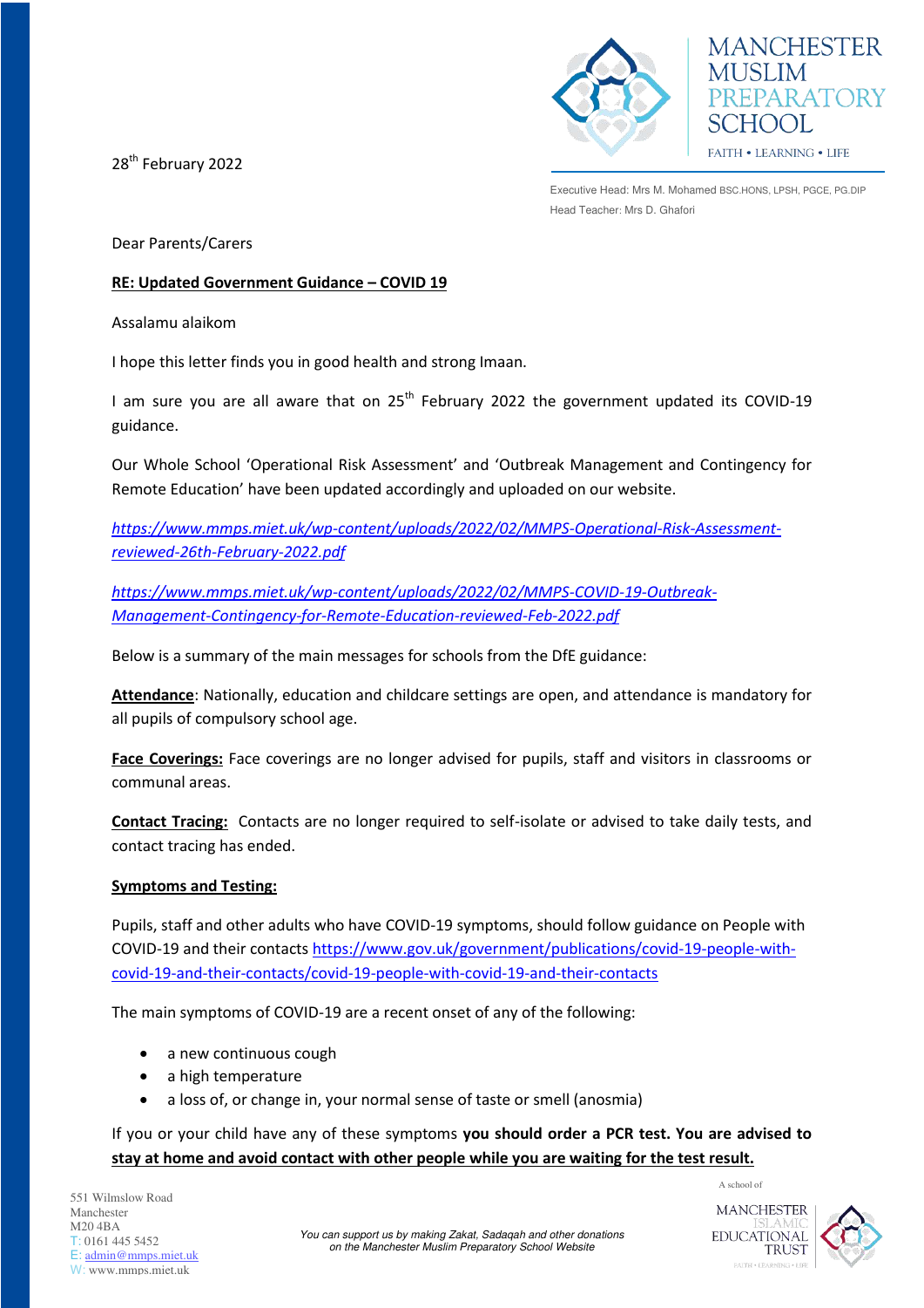MANCHESTER MUSLIM PREPARATORY SCHOOL

FAITH • LEARNING • LIFE

Executive Head: Mrs M. Mohamed BSC.HONS, LPSH, PGCE, PG.DIP

Head Teacher: Mrs D. Ghafori

28th February 2022

Dear Parents/Carers

**RE: Updated Government Guidance – COVID 19**

Assalamu alaikom

I hope this letter finds you in good health and strong Imaan.

I am sure you are all aware that on 25th February 2022 the government updated its COVID-19 guidance.

Our Whole School 'Operational Risk Assessment' and 'Outbreak Management and Contingency for Remote Education' have been updated accordingly and uploaded on our website.

*https://www.mmps.miet.uk/wp-content/uploads/2022/02/MMPS-Operational-Risk-Assessment-reviewed-26th-February-2022.pdf*

*https://www.mmps.miet.uk/wp-content/uploads/2022/02/MMPS-COVID-19-Outbreak-Management-Contingency-for-Remote-Education-reviewed-Feb-2022.pdf*

Below is a summary of the main messages for schools from the DfE guidance:

**Attendance**: Nationally, education and childcare settings are open, and attendance is mandatory for all pupils of compulsory school age.

**Face Coverings:** Face coverings are no longer advised for pupils, staff and visitors in classrooms or communal areas.

**Contact Tracing:** Contacts are no longer required to self-isolate or advised to take daily tests, and contact tracing has ended.

**Symptoms and Testing:**

Pupils, staff and other adults who have COVID-19 symptoms, should follow guidance on People with COVID-19 and their contacts https://www.gov.uk/government/publications/covid-19-people-with-covid-19-and-their-contacts/covid-19-people-with-covid-19-and-their-contacts

The main symptoms of COVID-19 are a recent onset of any of the following:

- a new continuous cough
- a high temperature
- a loss of, or change in, your normal sense of taste or smell (anosmia)

If you or your child have any of these symptoms **you should order a PCR test. You are advised to stay at home and avoid contact with other people while you are waiting for the test result.**

551 Wilmslow Road
Manchester
M20 4BA
T: 0161 445 5452
E: admin@mmps.miet.uk
W: www.mmps.miet.uk

*You can support us by making Zakat, Sadaqah and other donations on the Manchester Muslim Preparatory School Website*

A school of MANCHESTER ISLAMIC EDUCATIONAL TRUST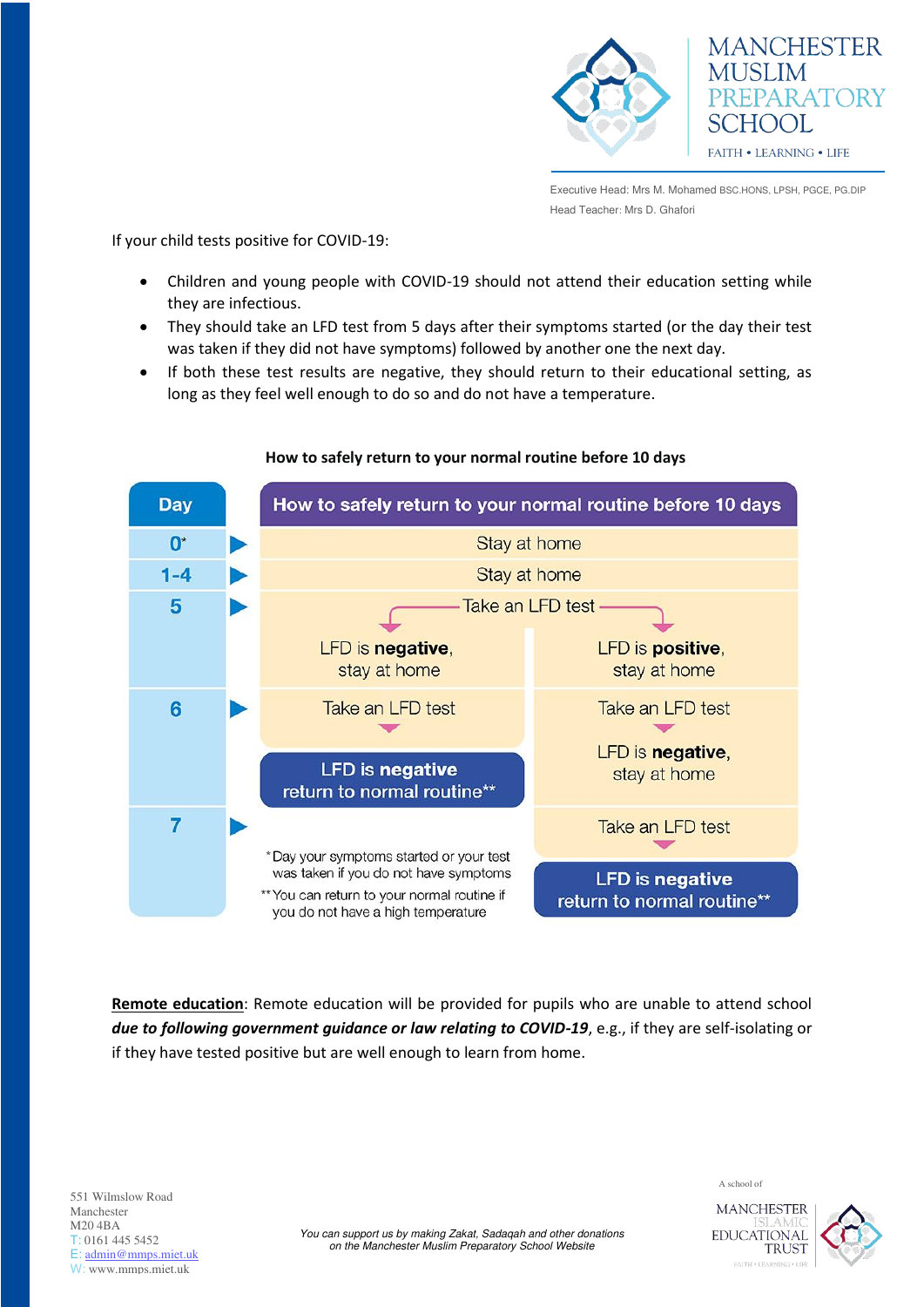If your child tests positive for COVID-19:

- Children and young people with COVID-19 should not attend their education setting while they are infectious.
- They should take an LFD test from 5 days after their symptoms started (or the day their test was taken if they did not have symptoms) followed by another one the next day.
- If both these test results are negative, they should return to their educational setting, as long as they feel well enough to do so and do not have a temperature.

**How to safely return to your normal routine before 10 days**

| Day | How to safely return to your normal routine before 10 days | |
|---|---|---|
| 0* | Stay at home | |
| 1-4 | Stay at home | |
| 5 | Take an LFD test → LFD is **negative**, stay at home | Take an LFD test → LFD is **positive**, stay at home |
| 6 | Take an LFD test → **LFD is negative return to normal routine**** | Take an LFD test → LFD is **negative**, stay at home |
| 7 | | Take an LFD test → **LFD is negative return to normal routine**** |

*Day your symptoms started or your test was taken if you do not have symptoms

**You can return to your normal routine if you do not have a high temperature

**Remote education**: Remote education will be provided for pupils who are unable to attend school ***due to following government guidance or law relating to COVID-19***, e.g., if they are self-isolating or if they have tested positive but are well enough to learn from home.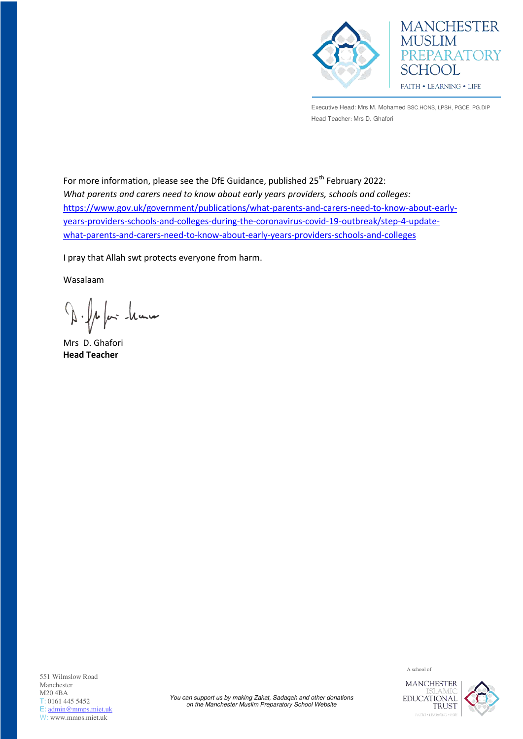MANCHESTER MUSLIM PREPARATORY SCHOOL

FAITH • LEARNING • LIFE

Executive Head: Mrs M. Mohamed BSC.HONS, LPSH, PGCE, PG.DIP

Head Teacher: Mrs D. Ghafori

For more information, please see the DfE Guidance, published 25th February 2022:
*What parents and carers need to know about early years providers, schools and colleges:*
https://www.gov.uk/government/publications/what-parents-and-carers-need-to-know-about-early-years-providers-schools-and-colleges-during-the-coronavirus-covid-19-outbreak/step-4-update-what-parents-and-carers-need-to-know-about-early-years-providers-schools-and-colleges

I pray that Allah swt protects everyone from harm.

Wasalaam

Mrs D. Ghafori
**Head Teacher**

551 Wilmslow Road
Manchester
M20 4BA
T: 0161 445 5452
E: admin@mmps.miet.uk
W: www.mmps.miet.uk

*You can support us by making Zakat, Sadaqah and other donations on the Manchester Muslim Preparatory School Website*

A school of

MANCHESTER ISLAMIC EDUCATIONAL TRUST

FAITH • LEARNING • LIFE